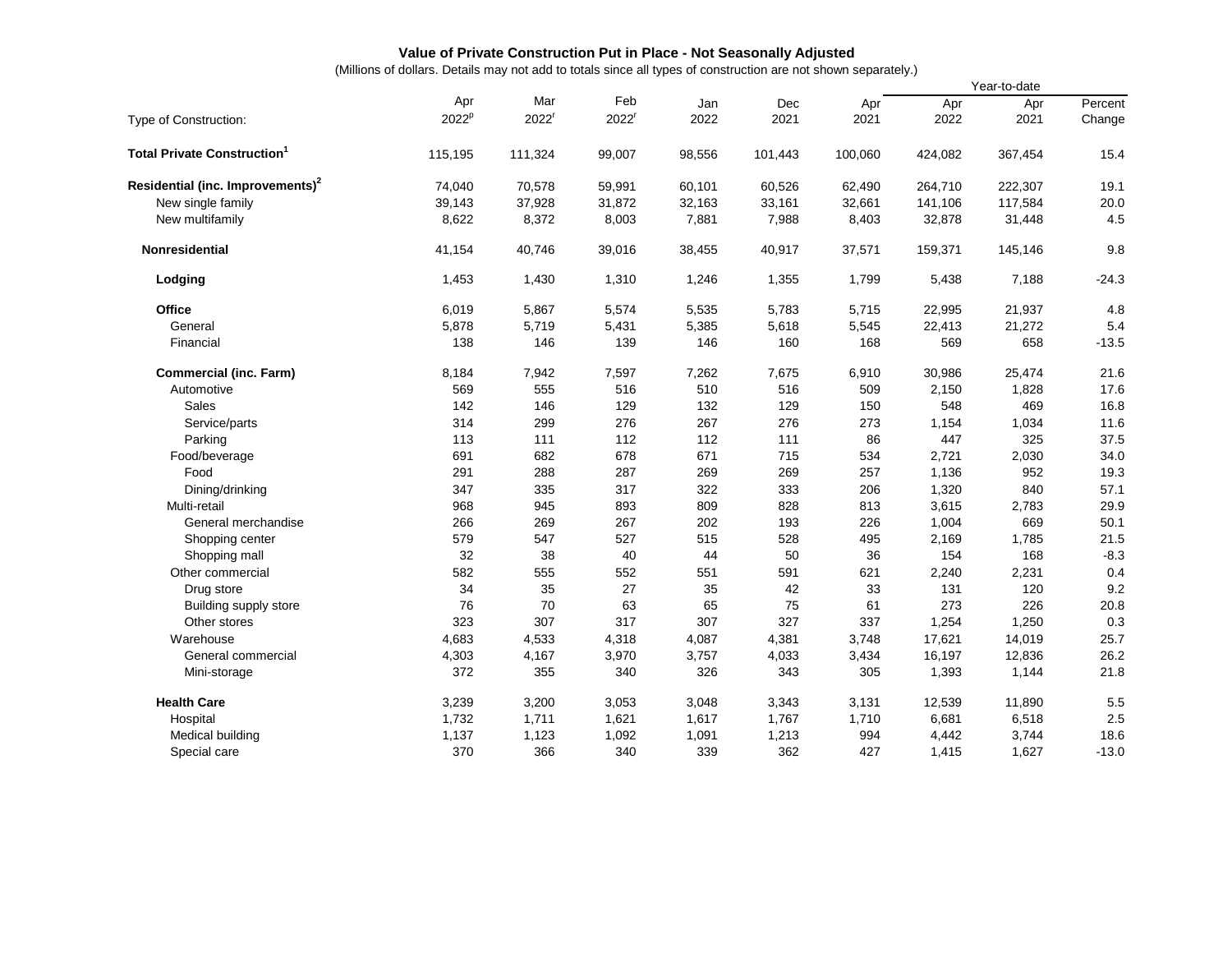**Value of Private Construction Put in Place - Not Seasonally Adjusted**

(Millions of dollars. Details may not add to totals since all types of construction are not shown separately.)

| Type of Construction: | Apr 2022[p] | Mar 2022[r] | Feb 2022[r] | Jan 2022 | Dec 2021 | Apr 2021 | Year-to-date Apr 2022 | Year-to-date Apr 2021 | Percent Change |
|---|---|---|---|---|---|---|---|---|---|
| **Total Private Construction[1]** | 115,195 | 111,324 | 99,007 | 98,556 | 101,443 | 100,060 | 424,082 | 367,454 | 15.4 |
| **Residential (inc. Improvements)[2]** | 74,040 | 70,578 | 59,991 | 60,101 | 60,526 | 62,490 | 264,710 | 222,307 | 19.1 |
| New single family | 39,143 | 37,928 | 31,872 | 32,163 | 33,161 | 32,661 | 141,106 | 117,584 | 20.0 |
| New multifamily | 8,622 | 8,372 | 8,003 | 7,881 | 7,988 | 8,403 | 32,878 | 31,448 | 4.5 |
| **Nonresidential** | 41,154 | 40,746 | 39,016 | 38,455 | 40,917 | 37,571 | 159,371 | 145,146 | 9.8 |
| **Lodging** | 1,453 | 1,430 | 1,310 | 1,246 | 1,355 | 1,799 | 5,438 | 7,188 | -24.3 |
| **Office** | 6,019 | 5,867 | 5,574 | 5,535 | 5,783 | 5,715 | 22,995 | 21,937 | 4.8 |
| General | 5,878 | 5,719 | 5,431 | 5,385 | 5,618 | 5,545 | 22,413 | 21,272 | 5.4 |
| Financial | 138 | 146 | 139 | 146 | 160 | 168 | 569 | 658 | -13.5 |
| **Commercial (inc. Farm)** | 8,184 | 7,942 | 7,597 | 7,262 | 7,675 | 6,910 | 30,986 | 25,474 | 21.6 |
| Automotive | 569 | 555 | 516 | 510 | 516 | 509 | 2,150 | 1,828 | 17.6 |
| Sales | 142 | 146 | 129 | 132 | 129 | 150 | 548 | 469 | 16.8 |
| Service/parts | 314 | 299 | 276 | 267 | 276 | 273 | 1,154 | 1,034 | 11.6 |
| Parking | 113 | 111 | 112 | 112 | 111 | 86 | 447 | 325 | 37.5 |
| Food/beverage | 691 | 682 | 678 | 671 | 715 | 534 | 2,721 | 2,030 | 34.0 |
| Food | 291 | 288 | 287 | 269 | 269 | 257 | 1,136 | 952 | 19.3 |
| Dining/drinking | 347 | 335 | 317 | 322 | 333 | 206 | 1,320 | 840 | 57.1 |
| Multi-retail | 968 | 945 | 893 | 809 | 828 | 813 | 3,615 | 2,783 | 29.9 |
| General merchandise | 266 | 269 | 267 | 202 | 193 | 226 | 1,004 | 669 | 50.1 |
| Shopping center | 579 | 547 | 527 | 515 | 528 | 495 | 2,169 | 1,785 | 21.5 |
| Shopping mall | 32 | 38 | 40 | 44 | 50 | 36 | 154 | 168 | -8.3 |
| Other commercial | 582 | 555 | 552 | 551 | 591 | 621 | 2,240 | 2,231 | 0.4 |
| Drug store | 34 | 35 | 27 | 35 | 42 | 33 | 131 | 120 | 9.2 |
| Building supply store | 76 | 70 | 63 | 65 | 75 | 61 | 273 | 226 | 20.8 |
| Other stores | 323 | 307 | 317 | 307 | 327 | 337 | 1,254 | 1,250 | 0.3 |
| Warehouse | 4,683 | 4,533 | 4,318 | 4,087 | 4,381 | 3,748 | 17,621 | 14,019 | 25.7 |
| General commercial | 4,303 | 4,167 | 3,970 | 3,757 | 4,033 | 3,434 | 16,197 | 12,836 | 26.2 |
| Mini-storage | 372 | 355 | 340 | 326 | 343 | 305 | 1,393 | 1,144 | 21.8 |
| **Health Care** | 3,239 | 3,200 | 3,053 | 3,048 | 3,343 | 3,131 | 12,539 | 11,890 | 5.5 |
| Hospital | 1,732 | 1,711 | 1,621 | 1,617 | 1,767 | 1,710 | 6,681 | 6,518 | 2.5 |
| Medical building | 1,137 | 1,123 | 1,092 | 1,091 | 1,213 | 994 | 4,442 | 3,744 | 18.6 |
| Special care | 370 | 366 | 340 | 339 | 362 | 427 | 1,415 | 1,627 | -13.0 |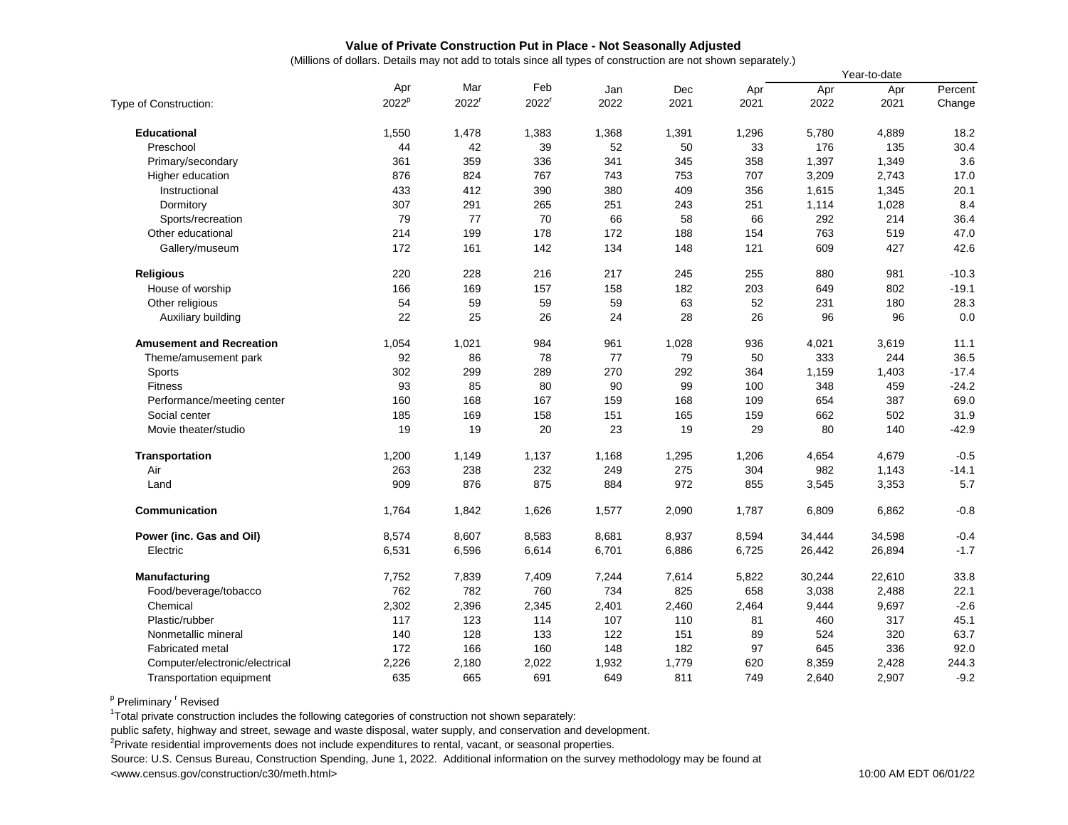## Value of Private Construction Put in Place - Not Seasonally Adjusted

(Millions of dollars. Details may not add to totals since all types of construction are not shown separately.)

| Type of Construction: | Apr 2022[p] | Mar 2022[r] | Feb 2022[r] | Jan 2022 | Dec 2021 | Apr 2021 | Year-to-date Apr 2022 | Year-to-date Apr 2021 | Year-to-date Percent Change |
|---|---|---|---|---|---|---|---|---|---|
| **Educational** | 1,550 | 1,478 | 1,383 | 1,368 | 1,391 | 1,296 | 5,780 | 4,889 | 18.2 |
| Preschool | 44 | 42 | 39 | 52 | 50 | 33 | 176 | 135 | 30.4 |
| Primary/secondary | 361 | 359 | 336 | 341 | 345 | 358 | 1,397 | 1,349 | 3.6 |
| Higher education | 876 | 824 | 767 | 743 | 753 | 707 | 3,209 | 2,743 | 17.0 |
| Instructional | 433 | 412 | 390 | 380 | 409 | 356 | 1,615 | 1,345 | 20.1 |
| Dormitory | 307 | 291 | 265 | 251 | 243 | 251 | 1,114 | 1,028 | 8.4 |
| Sports/recreation | 79 | 77 | 70 | 66 | 58 | 66 | 292 | 214 | 36.4 |
| Other educational | 214 | 199 | 178 | 172 | 188 | 154 | 763 | 519 | 47.0 |
| Gallery/museum | 172 | 161 | 142 | 134 | 148 | 121 | 609 | 427 | 42.6 |
| **Religious** | 220 | 228 | 216 | 217 | 245 | 255 | 880 | 981 | -10.3 |
| House of worship | 166 | 169 | 157 | 158 | 182 | 203 | 649 | 802 | -19.1 |
| Other religious | 54 | 59 | 59 | 59 | 63 | 52 | 231 | 180 | 28.3 |
| Auxiliary building | 22 | 25 | 26 | 24 | 28 | 26 | 96 | 96 | 0.0 |
| **Amusement and Recreation** | 1,054 | 1,021 | 984 | 961 | 1,028 | 936 | 4,021 | 3,619 | 11.1 |
| Theme/amusement park | 92 | 86 | 78 | 77 | 79 | 50 | 333 | 244 | 36.5 |
| Sports | 302 | 299 | 289 | 270 | 292 | 364 | 1,159 | 1,403 | -17.4 |
| Fitness | 93 | 85 | 80 | 90 | 99 | 100 | 348 | 459 | -24.2 |
| Performance/meeting center | 160 | 168 | 167 | 159 | 168 | 109 | 654 | 387 | 69.0 |
| Social center | 185 | 169 | 158 | 151 | 165 | 159 | 662 | 502 | 31.9 |
| Movie theater/studio | 19 | 19 | 20 | 23 | 19 | 29 | 80 | 140 | -42.9 |
| **Transportation** | 1,200 | 1,149 | 1,137 | 1,168 | 1,295 | 1,206 | 4,654 | 4,679 | -0.5 |
| Air | 263 | 238 | 232 | 249 | 275 | 304 | 982 | 1,143 | -14.1 |
| Land | 909 | 876 | 875 | 884 | 972 | 855 | 3,545 | 3,353 | 5.7 |
| **Communication** | 1,764 | 1,842 | 1,626 | 1,577 | 2,090 | 1,787 | 6,809 | 6,862 | -0.8 |
| **Power (inc. Gas and Oil)** | 8,574 | 8,607 | 8,583 | 8,681 | 8,937 | 8,594 | 34,444 | 34,598 | -0.4 |
| Electric | 6,531 | 6,596 | 6,614 | 6,701 | 6,886 | 6,725 | 26,442 | 26,894 | -1.7 |
| **Manufacturing** | 7,752 | 7,839 | 7,409 | 7,244 | 7,614 | 5,822 | 30,244 | 22,610 | 33.8 |
| Food/beverage/tobacco | 762 | 782 | 760 | 734 | 825 | 658 | 3,038 | 2,488 | 22.1 |
| Chemical | 2,302 | 2,396 | 2,345 | 2,401 | 2,460 | 2,464 | 9,444 | 9,697 | -2.6 |
| Plastic/rubber | 117 | 123 | 114 | 107 | 110 | 81 | 460 | 317 | 45.1 |
| Nonmetallic mineral | 140 | 128 | 133 | 122 | 151 | 89 | 524 | 320 | 63.7 |
| Fabricated metal | 172 | 166 | 160 | 148 | 182 | 97 | 645 | 336 | 92.0 |
| Computer/electronic/electrical | 2,226 | 2,180 | 2,022 | 1,932 | 1,779 | 620 | 8,359 | 2,428 | 244.3 |
| Transportation equipment | 635 | 665 | 691 | 649 | 811 | 749 | 2,640 | 2,907 | -9.2 |

[p] Preliminary [r] Revised

[1]Total private construction includes the following categories of construction not shown separately:
public safety, highway and street, sewage and waste disposal, water supply, and conservation and development.

[2]Private residential improvements does not include expenditures to rental, vacant, or seasonal properties.

Source: U.S. Census Bureau, Construction Spending, June 1, 2022. Additional information on the survey methodology may be found at
<www.census.gov/construction/c30/meth.html>

10:00 AM EDT 06/01/22